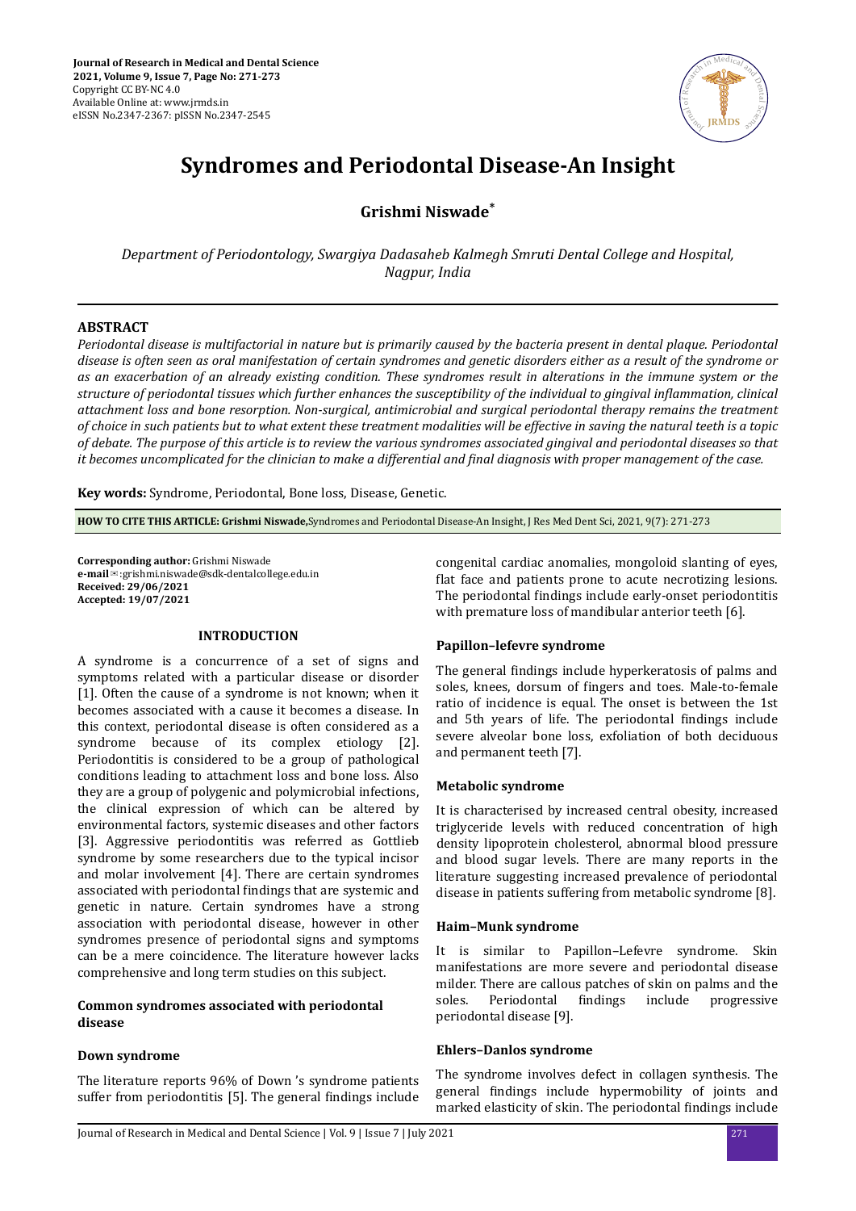# Syndromes and Periodontal Disease-An Insight

**Grishmi Niswade***

*Department of Periodontology, Swargiya Dadasaheb Kalmegh Smruti Dental College and Hospital, Nagpur, India*

## ABSTRACT

*Periodontal disease is multifactorial in nature but is primarily caused by the bacteria present in dental plaque. Periodontal disease is often seen as oral manifestation of certain syndromes and genetic disorders either as a result of the syndrome or as an exacerbation of an already existing condition. These syndromes result in alterations in the immune system or the structure of periodontal tissues which further enhances the susceptibility of the individual to gingival inflammation, clinical attachment loss and bone resorption. Non-surgical, antimicrobial and surgical periodontal therapy remains the treatment of choice in such patients but to what extent these treatment modalities will be effective in saving the natural teeth is a topic of debate. The purpose of this article is to review the various syndromes associated gingival and periodontal diseases so that it becomes uncomplicated for the clinician to make a differential and final diagnosis with proper management of the case.*

**Key words:** Syndrome, Periodontal, Bone loss, Disease, Genetic.

**HOW TO CITE THIS ARTICLE: Grishmi Niswade,** Syndromes and Periodontal Disease-An Insight, J Res Med Dent Sci, 2021, 9(7): 271-273

**Corresponding author:** Grishmi Niswade
**e-mail**: grishmi.niswade@sdk-dentalcollege.edu.in
**Received: 29/06/2021**
**Accepted: 19/07/2021**

## INTRODUCTION

A syndrome is a concurrence of a set of signs and symptoms related with a particular disease or disorder [1]. Often the cause of a syndrome is not known; when it becomes associated with a cause it becomes a disease. In this context, periodontal disease is often considered as a syndrome because of its complex etiology [2]. Periodontitis is considered to be a group of pathological conditions leading to attachment loss and bone loss. Also they are a group of polygenic and polymicrobial infections, the clinical expression of which can be altered by environmental factors, systemic diseases and other factors [3]. Aggressive periodontitis was referred as Gottlieb syndrome by some researchers due to the typical incisor and molar involvement [4]. There are certain syndromes associated with periodontal findings that are systemic and genetic in nature. Certain syndromes have a strong association with periodontal disease, however in other syndromes presence of periodontal signs and symptoms can be a mere coincidence. The literature however lacks comprehensive and long term studies on this subject.

### Common syndromes associated with periodontal disease

### Down syndrome

The literature reports 96% of Down 's syndrome patients suffer from periodontitis [5]. The general findings include congenital cardiac anomalies, mongoloid slanting of eyes, flat face and patients prone to acute necrotizing lesions. The periodontal findings include early-onset periodontitis with premature loss of mandibular anterior teeth [6].

### Papillon–lefevre syndrome

The general findings include hyperkeratosis of palms and soles, knees, dorsum of fingers and toes. Male-to-female ratio of incidence is equal. The onset is between the 1st and 5th years of life. The periodontal findings include severe alveolar bone loss, exfoliation of both deciduous and permanent teeth [7].

### Metabolic syndrome

It is characterised by increased central obesity, increased triglyceride levels with reduced concentration of high density lipoprotein cholesterol, abnormal blood pressure and blood sugar levels. There are many reports in the literature suggesting increased prevalence of periodontal disease in patients suffering from metabolic syndrome [8].

### Haim–Munk syndrome

It is similar to Papillon–Lefevre syndrome. Skin manifestations are more severe and periodontal disease milder. There are callous patches of skin on palms and the soles. Periodontal findings include progressive periodontal disease [9].

### Ehlers–Danlos syndrome

The syndrome involves defect in collagen synthesis. The general findings include hypermobility of joints and marked elasticity of skin. The periodontal findings include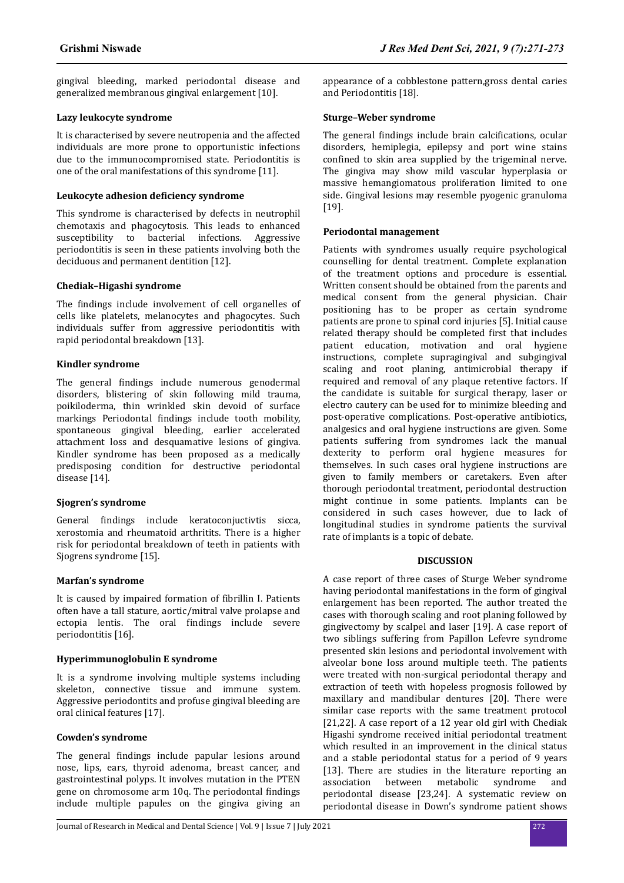gingival bleeding, marked periodontal disease and generalized membranous gingival enlargement [10].

### Lazy leukocyte syndrome

It is characterised by severe neutropenia and the affected individuals are more prone to opportunistic infections due to the immunocompromised state. Periodontitis is one of the oral manifestations of this syndrome [11].

### Leukocyte adhesion deficiency syndrome

This syndrome is characterised by defects in neutrophil chemotaxis and phagocytosis. This leads to enhanced susceptibility to bacterial infections. Aggressive periodontitis is seen in these patients involving both the deciduous and permanent dentition [12].

### Chediak–Higashi syndrome

The findings include involvement of cell organelles of cells like platelets, melanocytes and phagocytes. Such individuals suffer from aggressive periodontitis with rapid periodontal breakdown [13].

### Kindler syndrome

The general findings include numerous genodermal disorders, blistering of skin following mild trauma, poikiloderma, thin wrinkled skin devoid of surface markings Periodontal findings include tooth mobility, spontaneous gingival bleeding, earlier accelerated attachment loss and desquamative lesions of gingiva. Kindler syndrome has been proposed as a medically predisposing condition for destructive periodontal disease [14].

### Sjogren's syndrome

General findings include keratoconjuctivtis sicca, xerostomia and rheumatoid arthritits. There is a higher risk for periodontal breakdown of teeth in patients with Sjogrens syndrome [15].

### Marfan's syndrome

It is caused by impaired formation of fibrillin I. Patients often have a tall stature, aortic/mitral valve prolapse and ectopia lentis. The oral findings include severe periodontitis [16].

### Hyperimmunoglobulin E syndrome

It is a syndrome involving multiple systems including skeleton, connective tissue and immune system. Aggressive periodontits and profuse gingival bleeding are oral clinical features [17].

### Cowden's syndrome

The general findings include papular lesions around nose, lips, ears, thyroid adenoma, breast cancer, and gastrointestinal polyps. It involves mutation in the PTEN gene on chromosome arm 10q. The periodontal findings include multiple papules on the gingiva giving an appearance of a cobblestone pattern,gross dental caries and Periodontitis [18].

### Sturge–Weber syndrome

The general findings include brain calcifications, ocular disorders, hemiplegia, epilepsy and port wine stains confined to skin area supplied by the trigeminal nerve. The gingiva may show mild vascular hyperplasia or massive hemangiomatous proliferation limited to one side. Gingival lesions may resemble pyogenic granuloma [19].

### Periodontal management

Patients with syndromes usually require psychological counselling for dental treatment. Complete explanation of the treatment options and procedure is essential. Written consent should be obtained from the parents and medical consent from the general physician. Chair positioning has to be proper as certain syndrome patients are prone to spinal cord injuries [5]. Initial cause related therapy should be completed first that includes patient education, motivation and oral hygiene instructions, complete supragingival and subgingival scaling and root planing, antimicrobial therapy if required and removal of any plaque retentive factors. If the candidate is suitable for surgical therapy, laser or electro cautery can be used for to minimize bleeding and post-operative complications. Post-operative antibiotics, analgesics and oral hygiene instructions are given. Some patients suffering from syndromes lack the manual dexterity to perform oral hygiene measures for themselves. In such cases oral hygiene instructions are given to family members or caretakers. Even after thorough periodontal treatment, periodontal destruction might continue in some patients. Implants can be considered in such cases however, due to lack of longitudinal studies in syndrome patients the survival rate of implants is a topic of debate.

## DISCUSSION

A case report of three cases of Sturge Weber syndrome having periodontal manifestations in the form of gingival enlargement has been reported. The author treated the cases with thorough scaling and root planing followed by gingivectomy by scalpel and laser [19]. A case report of two siblings suffering from Papillon Lefevre syndrome presented skin lesions and periodontal involvement with alveolar bone loss around multiple teeth. The patients were treated with non-surgical periodontal therapy and extraction of teeth with hopeless prognosis followed by maxillary and mandibular dentures [20]. There were similar case reports with the same treatment protocol [21,22]. A case report of a 12 year old girl with Chediak Higashi syndrome received initial periodontal treatment which resulted in an improvement in the clinical status and a stable periodontal status for a period of 9 years [13]. There are studies in the literature reporting an association between metabolic syndrome and periodontal disease [23,24]. A systematic review on periodontal disease in Down's syndrome patient shows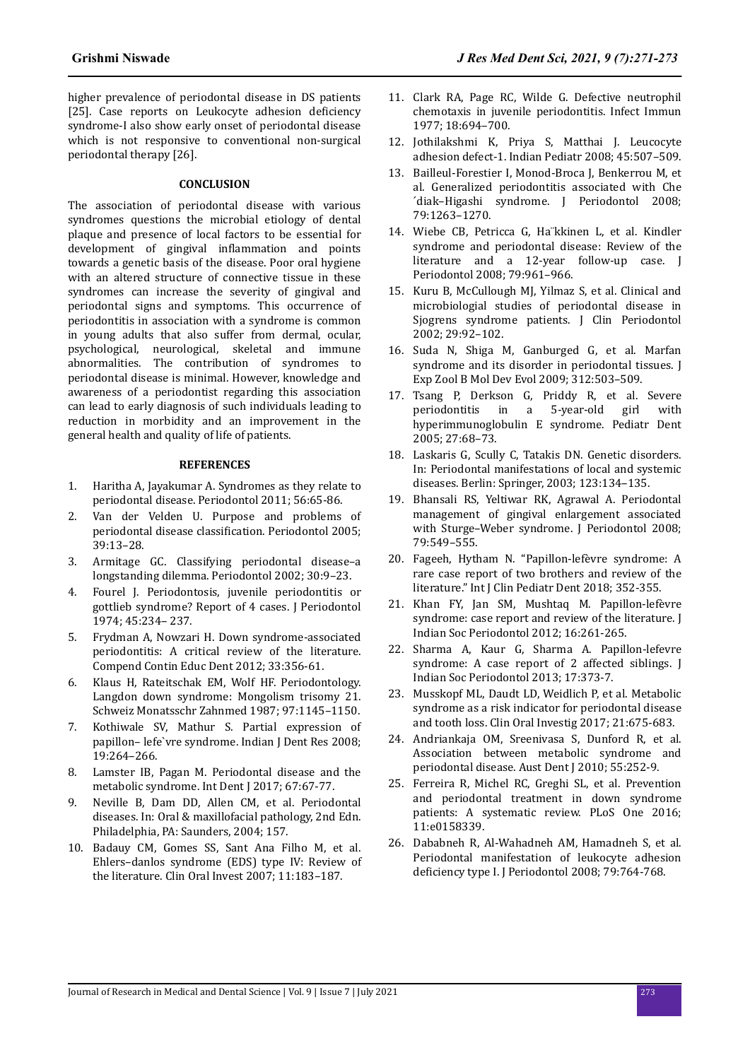higher prevalence of periodontal disease in DS patients [25]. Case reports on Leukocyte adhesion deficiency syndrome-I also show early onset of periodontal disease which is not responsive to conventional non-surgical periodontal therapy [26].

## CONCLUSION

The association of periodontal disease with various syndromes questions the microbial etiology of dental plaque and presence of local factors to be essential for development of gingival inflammation and points towards a genetic basis of the disease. Poor oral hygiene with an altered structure of connective tissue in these syndromes can increase the severity of gingival and periodontal signs and symptoms. This occurrence of periodontitis in association with a syndrome is common in young adults that also suffer from dermal, ocular, psychological, neurological, skeletal and immune abnormalities. The contribution of syndromes to periodontal disease is minimal. However, knowledge and awareness of a periodontist regarding this association can lead to early diagnosis of such individuals leading to reduction in morbidity and an improvement in the general health and quality of life of patients.

## REFERENCES

1. Haritha A, Jayakumar A. Syndromes as they relate to periodontal disease. Periodontol 2011; 56:65-86.
2. Van der Velden U. Purpose and problems of periodontal disease classification. Periodontol 2005; 39:13–28.
3. Armitage GC. Classifying periodontal disease–a longstanding dilemma. Periodontol 2002; 30:9–23.
4. Fourel J. Periodontosis, juvenile periodontitis or gottlieb syndrome? Report of 4 cases. J Periodontol 1974; 45:234– 237.
5. Frydman A, Nowzari H. Down syndrome-associated periodontitis: A critical review of the literature. Compend Contin Educ Dent 2012; 33:356-61.
6. Klaus H, Rateitschak EM, Wolf HF. Periodontology. Langdon down syndrome: Mongolism trisomy 21. Schweiz Monatsschr Zahnmed 1987; 97:1145–1150.
7. Kothiwale SV, Mathur S. Partial expression of papillon– lefe`vre syndrome. Indian J Dent Res 2008; 19:264–266.
8. Lamster IB, Pagan M. Periodontal disease and the metabolic syndrome. Int Dent J 2017; 67:67-77.
9. Neville B, Dam DD, Allen CM, et al. Periodontal diseases. In: Oral & maxillofacial pathology, 2nd Edn. Philadelphia, PA: Saunders, 2004; 157.
10. Badauy CM, Gomes SS, Sant Ana Filho M, et al. Ehlers–danlos syndrome (EDS) type IV: Review of the literature. Clin Oral Invest 2007; 11:183–187.
11. Clark RA, Page RC, Wilde G. Defective neutrophil chemotaxis in juvenile periodontitis. Infect Immun 1977; 18:694–700.
12. Jothilakshmi K, Priya S, Matthai J. Leucocyte adhesion defect-1. Indian Pediatr 2008; 45:507–509.
13. Bailleul-Forestier I, Monod-Broca J, Benkerrou M, et al. Generalized periodontitis associated with Che ´diak–Higashi syndrome. J Periodontol 2008; 79:1263–1270.
14. Wiebe CB, Petricca G, Ha¨kkinen L, et al. Kindler syndrome and periodontal disease: Review of the literature and a 12-year follow-up case. J Periodontol 2008; 79:961–966.
15. Kuru B, McCullough MJ, Yilmaz S, et al. Clinical and microbiologial studies of periodontal disease in Sjogrens syndrome patients. J Clin Periodontol 2002; 29:92–102.
16. Suda N, Shiga M, Ganburged G, et al. Marfan syndrome and its disorder in periodontal tissues. J Exp Zool B Mol Dev Evol 2009; 312:503–509.
17. Tsang P, Derkson G, Priddy R, et al. Severe periodontitis in a 5-year-old girl with hyperimmunoglobulin E syndrome. Pediatr Dent 2005; 27:68–73.
18. Laskaris G, Scully C, Tatakis DN. Genetic disorders. In: Periodontal manifestations of local and systemic diseases. Berlin: Springer, 2003; 123:134–135.
19. Bhansali RS, Yeltiwar RK, Agrawal A. Periodontal management of gingival enlargement associated with Sturge–Weber syndrome. J Periodontol 2008; 79:549–555.
20. Fageeh, Hytham N. "Papillon-lefèvre syndrome: A rare case report of two brothers and review of the literature." Int J Clin Pediatr Dent 2018; 352-355.
21. Khan FY, Jan SM, Mushtaq M. Papillon-lefèvre syndrome: case report and review of the literature. J Indian Soc Periodontol 2012; 16:261-265.
22. Sharma A, Kaur G, Sharma A. Papillon-lefevre syndrome: A case report of 2 affected siblings. J Indian Soc Periodontol 2013; 17:373-7.
23. Musskopf ML, Daudt LD, Weidlich P, et al. Metabolic syndrome as a risk indicator for periodontal disease and tooth loss. Clin Oral Investig 2017; 21:675-683.
24. Andriankaja OM, Sreenivasa S, Dunford R, et al. Association between metabolic syndrome and periodontal disease. Aust Dent J 2010; 55:252-9.
25. Ferreira R, Michel RC, Greghi SL, et al. Prevention and periodontal treatment in down syndrome patients: A systematic review. PLoS One 2016; 11:e0158339.
26. Dababneh R, Al-Wahadneh AM, Hamadneh S, et al. Periodontal manifestation of leukocyte adhesion deficiency type I. J Periodontol 2008; 79:764-768.